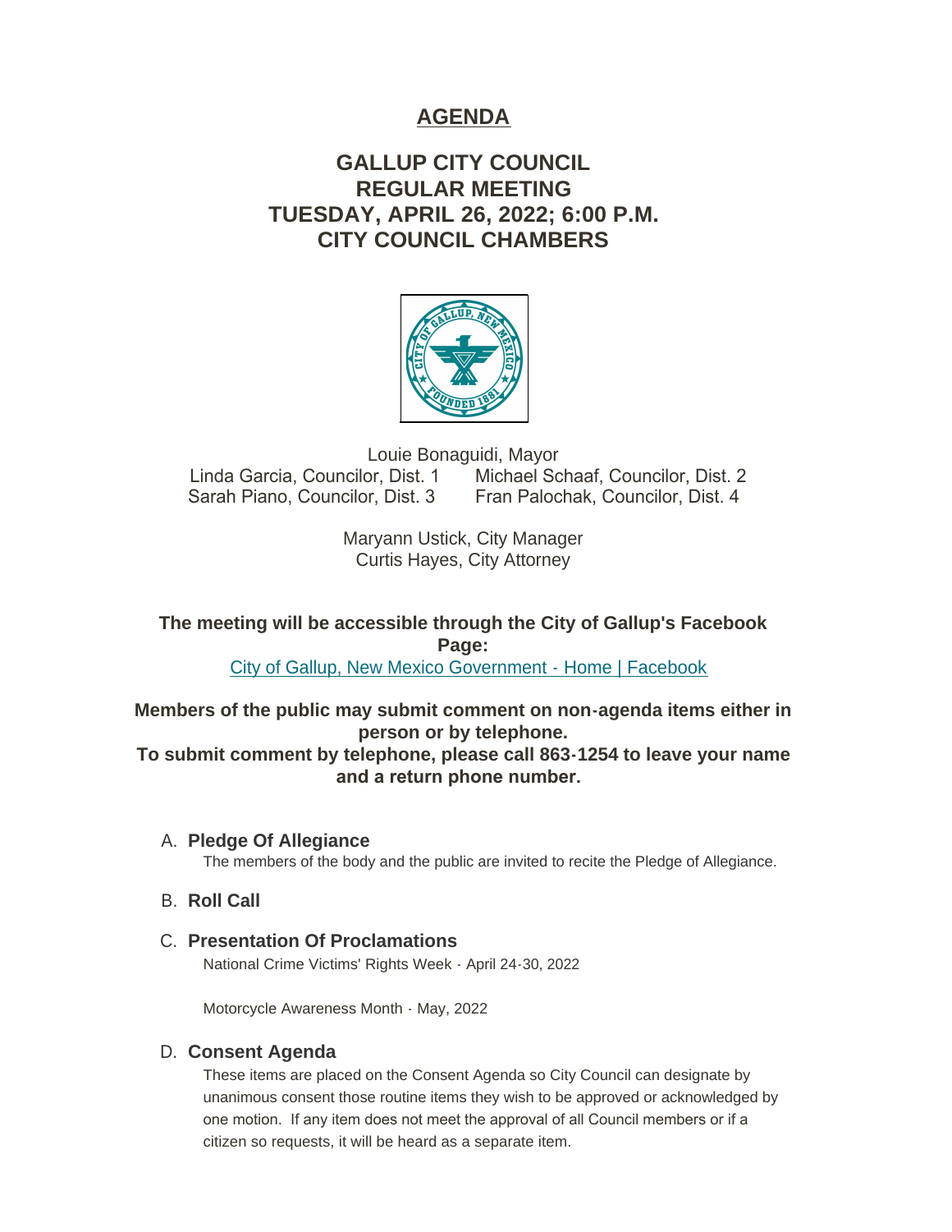# AGENDA

## GALLUP CITY COUNCIL
## REGULAR MEETING
## TUESDAY, APRIL 26, 2022; 6:00 P.M.
## CITY COUNCIL CHAMBERS

Louie Bonaguidi, Mayor

Linda Garcia, Councilor, Dist. 1 Michael Schaaf, Councilor, Dist. 2

Sarah Piano, Councilor, Dist. 3 Fran Palochak, Councilor, Dist. 4

Maryann Ustick, City Manager

Curtis Hayes, City Attorney

**The meeting will be accessible through the City of Gallup's Facebook Page:**

City of Gallup, New Mexico Government - Home | Facebook

**Members of the public may submit comment on non-agenda items either in person or by telephone.**
**To submit comment by telephone, please call 863-1254 to leave your name and a return phone number.**

### A. Pledge Of Allegiance

The members of the body and the public are invited to recite the Pledge of Allegiance.

### B. Roll Call

### C. Presentation Of Proclamations

National Crime Victims' Rights Week - April 24-30, 2022

Motorcycle Awareness Month - May, 2022

### D. Consent Agenda

These items are placed on the Consent Agenda so City Council can designate by unanimous consent those routine items they wish to be approved or acknowledged by one motion. If any item does not meet the approval of all Council members or if a citizen so requests, it will be heard as a separate item.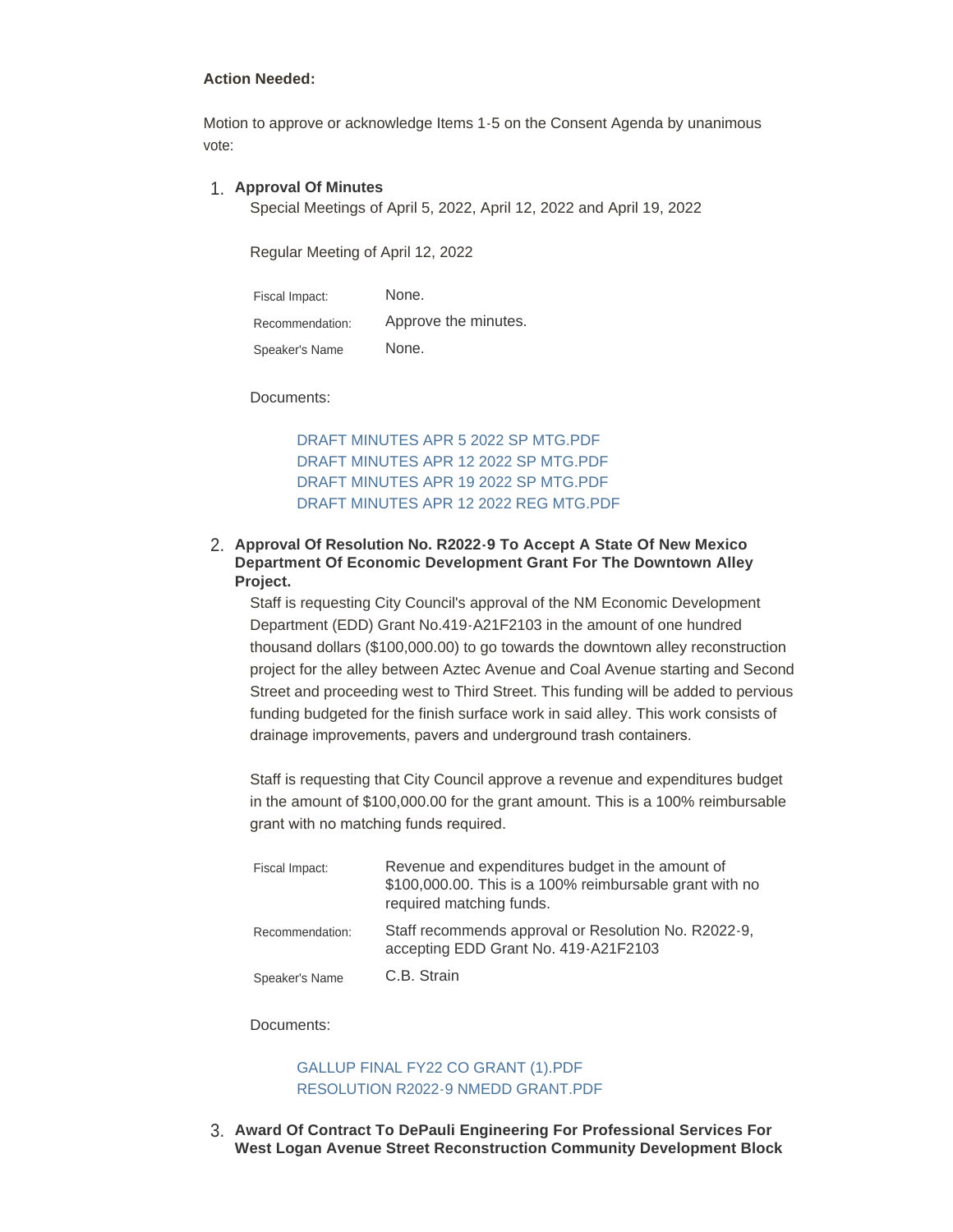**Action Needed:**

Motion to approve or acknowledge Items 1-5 on the Consent Agenda by unanimous vote:

1. **Approval Of Minutes**

   Special Meetings of April 5, 2022, April 12, 2022 and April 19, 2022

   Regular Meeting of April 12, 2022

   | | |
   |---|---|
   | Fiscal Impact: | None. |
   | Recommendation: | Approve the minutes. |
   | Speaker's Name | None. |

   Documents:

   DRAFT MINUTES APR 5 2022 SP MTG.PDF
   DRAFT MINUTES APR 12 2022 SP MTG.PDF
   DRAFT MINUTES APR 19 2022 SP MTG.PDF
   DRAFT MINUTES APR 12 2022 REG MTG.PDF

2. **Approval Of Resolution No. R2022-9 To Accept A State Of New Mexico Department Of Economic Development Grant For The Downtown Alley Project.**

   Staff is requesting City Council's approval of the NM Economic Development Department (EDD) Grant No.419-A21F2103 in the amount of one hundred thousand dollars ($100,000.00) to go towards the downtown alley reconstruction project for the alley between Aztec Avenue and Coal Avenue starting and Second Street and proceeding west to Third Street. This funding will be added to pervious funding budgeted for the finish surface work in said alley. This work consists of drainage improvements, pavers and underground trash containers.

   Staff is requesting that City Council approve a revenue and expenditures budget in the amount of $100,000.00 for the grant amount. This is a 100% reimbursable grant with no matching funds required.

   | | |
   |---|---|
   | Fiscal Impact: | Revenue and expenditures budget in the amount of $100,000.00. This is a 100% reimbursable grant with no required matching funds. |
   | Recommendation: | Staff recommends approval or Resolution No. R2022-9, accepting EDD Grant No. 419-A21F2103 |
   | Speaker's Name | C.B. Strain |

   Documents:

   GALLUP FINAL FY22 CO GRANT (1).PDF
   RESOLUTION R2022-9 NMEDD GRANT.PDF

3. **Award Of Contract To DePauli Engineering For Professional Services For West Logan Avenue Street Reconstruction Community Development Block**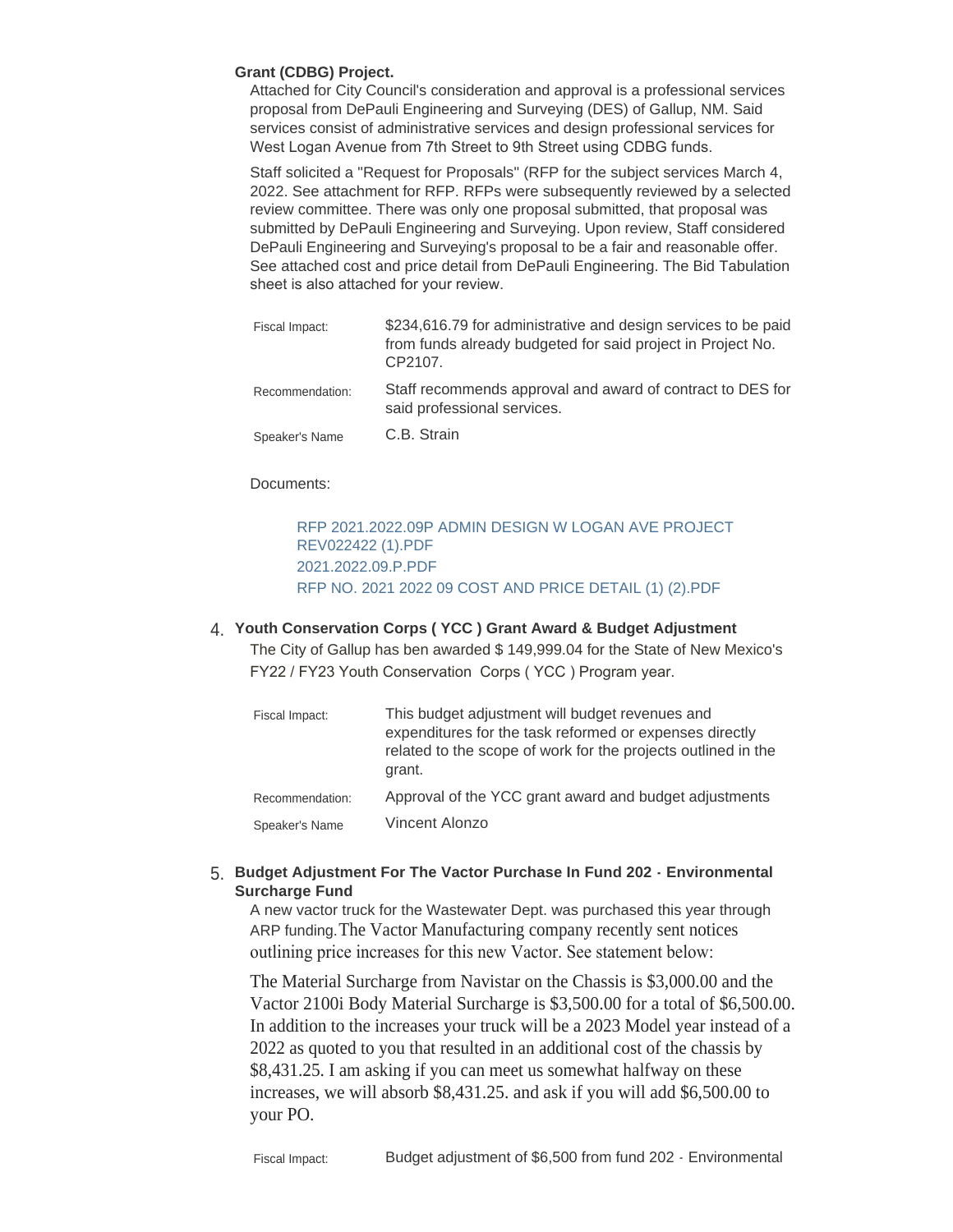**Grant (CDBG) Project.**

Attached for City Council's consideration and approval is a professional services proposal from DePauli Engineering and Surveying (DES) of Gallup, NM. Said services consist of administrative services and design professional services for West Logan Avenue from 7th Street to 9th Street using CDBG funds.

Staff solicited a "Request for Proposals" (RFP for the subject services March 4, 2022. See attachment for RFP. RFPs were subsequently reviewed by a selected review committee. There was only one proposal submitted, that proposal was submitted by DePauli Engineering and Surveying. Upon review, Staff considered DePauli Engineering and Surveying's proposal to be a fair and reasonable offer. See attached cost and price detail from DePauli Engineering. The Bid Tabulation sheet is also attached for your review.

| | |
|---|---|
| Fiscal Impact: | $234,616.79 for administrative and design services to be paid from funds already budgeted for said project in Project No. CP2107. |
| Recommendation: | Staff recommends approval and award of contract to DES for said professional services. |
| Speaker's Name | C.B. Strain |

Documents:

- RFP 2021.2022.09P ADMIN DESIGN W LOGAN AVE PROJECT REV022422 (1).PDF
- 2021.2022.09.P.PDF
- RFP NO. 2021 2022 09 COST AND PRICE DETAIL (1) (2).PDF

4. **Youth Conservation Corps ( YCC ) Grant Award & Budget Adjustment**

The City of Gallup has ben awarded $ 149,999.04 for the State of New Mexico's FY22 / FY23 Youth Conservation Corps ( YCC ) Program year.

| | |
|---|---|
| Fiscal Impact: | This budget adjustment will budget revenues and expenditures for the task reformed or expenses directly related to the scope of work for the projects outlined in the grant. |
| Recommendation: | Approval of the YCC grant award and budget adjustments |
| Speaker's Name | Vincent Alonzo |

5. **Budget Adjustment For The Vactor Purchase In Fund 202 - Environmental Surcharge Fund**

A new vactor truck for the Wastewater Dept. was purchased this year through ARP funding. The Vactor Manufacturing company recently sent notices outlining price increases for this new Vactor. See statement below:

The Material Surcharge from Navistar on the Chassis is $3,000.00 and the Vactor 2100i Body Material Surcharge is $3,500.00 for a total of $6,500.00. In addition to the increases your truck will be a 2023 Model year instead of a 2022 as quoted to you that resulted in an additional cost of the chassis by $8,431.25. I am asking if you can meet us somewhat halfway on these increases, we will absorb $8,431.25. and ask if you will add $6,500.00 to your PO.

| | |
|---|---|
| Fiscal Impact: | Budget adjustment of $6,500 from fund 202 - Environmental |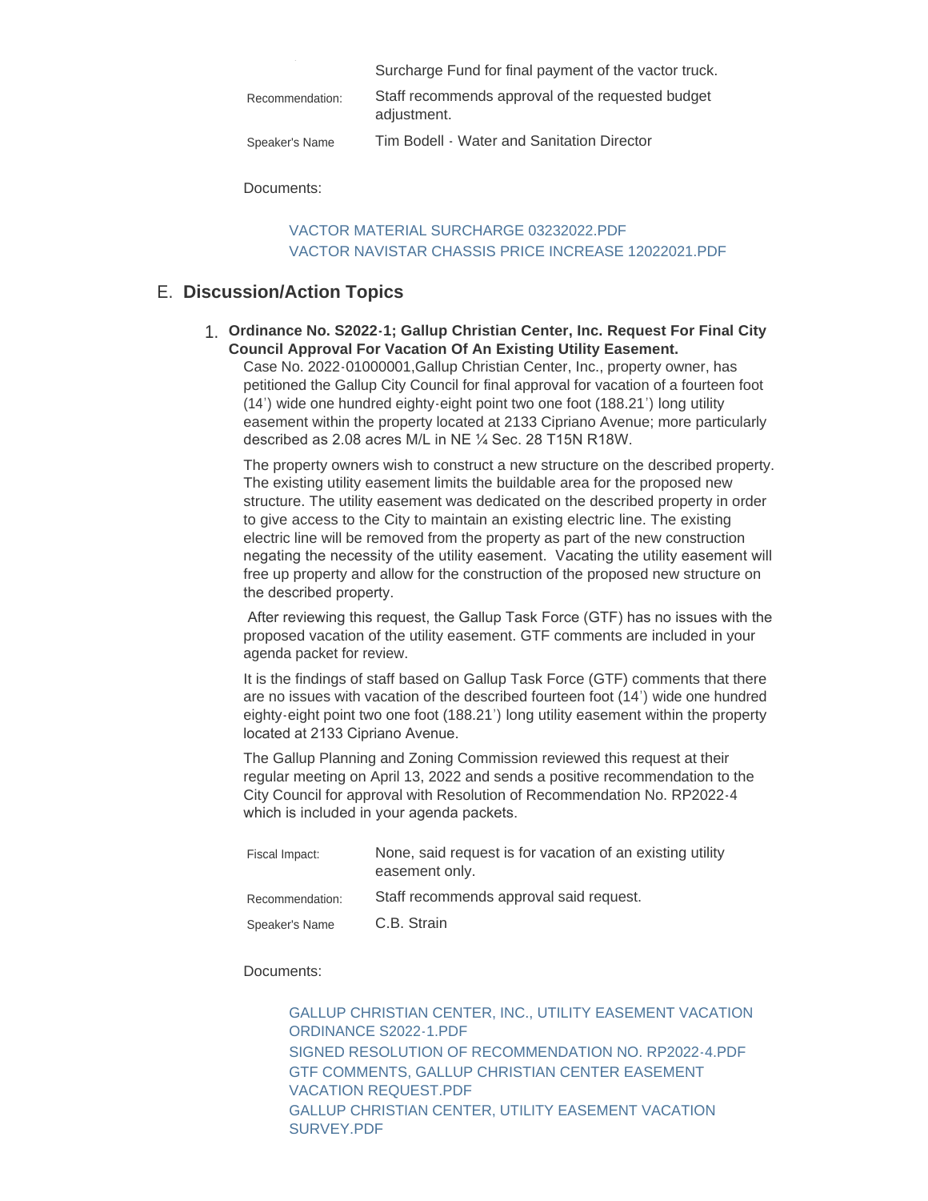| | |
|---|---|
| | Surcharge Fund for final payment of the vactor truck. |
| Recommendation: | Staff recommends approval of the requested budget adjustment. |
| Speaker's Name | Tim Bodell - Water and Sanitation Director |

Documents:

- VACTOR MATERIAL SURCHARGE 03232022.PDF
- VACTOR NAVISTAR CHASSIS PRICE INCREASE 12022021.PDF

## E. Discussion/Action Topics

1. **Ordinance No. S2022-1; Gallup Christian Center, Inc. Request For Final City Council Approval For Vacation Of An Existing Utility Easement.**

   Case No. 2022-01000001,Gallup Christian Center, Inc., property owner, has petitioned the Gallup City Council for final approval for vacation of a fourteen foot (14') wide one hundred eighty-eight point two one foot (188.21') long utility easement within the property located at 2133 Cipriano Avenue; more particularly described as 2.08 acres M/L in NE ¼ Sec. 28 T15N R18W.

   The property owners wish to construct a new structure on the described property. The existing utility easement limits the buildable area for the proposed new structure. The utility easement was dedicated on the described property in order to give access to the City to maintain an existing electric line. The existing electric line will be removed from the property as part of the new construction negating the necessity of the utility easement. Vacating the utility easement will free up property and allow for the construction of the proposed new structure on the described property.

   After reviewing this request, the Gallup Task Force (GTF) has no issues with the proposed vacation of the utility easement. GTF comments are included in your agenda packet for review.

   It is the findings of staff based on Gallup Task Force (GTF) comments that there are no issues with vacation of the described fourteen foot (14') wide one hundred eighty-eight point two one foot (188.21') long utility easement within the property located at 2133 Cipriano Avenue.

   The Gallup Planning and Zoning Commission reviewed this request at their regular meeting on April 13, 2022 and sends a positive recommendation to the City Council for approval with Resolution of Recommendation No. RP2022-4 which is included in your agenda packets.

| | |
|---|---|
| Fiscal Impact: | None, said request is for vacation of an existing utility easement only. |
| Recommendation: | Staff recommends approval said request. |
| Speaker's Name | C.B. Strain |

Documents:

- GALLUP CHRISTIAN CENTER, INC., UTILITY EASEMENT VACATION ORDINANCE S2022-1.PDF
- SIGNED RESOLUTION OF RECOMMENDATION NO. RP2022-4.PDF
- GTF COMMENTS, GALLUP CHRISTIAN CENTER EASEMENT VACATION REQUEST.PDF
- GALLUP CHRISTIAN CENTER, UTILITY EASEMENT VACATION SURVEY.PDF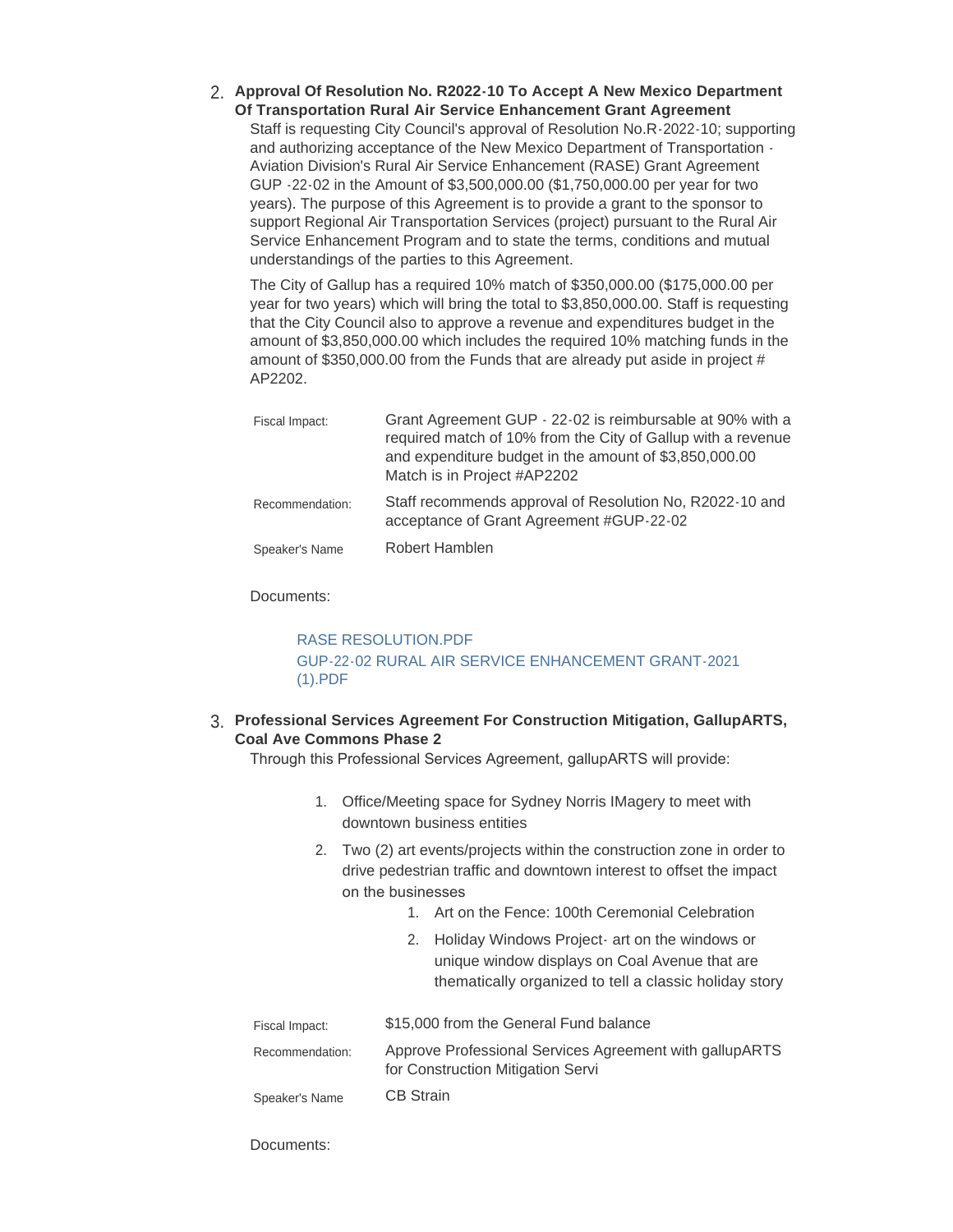2. **Approval Of Resolution No. R2022-10 To Accept A New Mexico Department Of Transportation Rural Air Service Enhancement Grant Agreement**

   Staff is requesting City Council's approval of Resolution No.R-2022-10; supporting and authorizing acceptance of the New Mexico Department of Transportation - Aviation Division's Rural Air Service Enhancement (RASE) Grant Agreement GUP -22-02 in the Amount of $3,500,000.00 ($1,750,000.00 per year for two years). The purpose of this Agreement is to provide a grant to the sponsor to support Regional Air Transportation Services (project) pursuant to the Rural Air Service Enhancement Program and to state the terms, conditions and mutual understandings of the parties to this Agreement.

   The City of Gallup has a required 10% match of $350,000.00 ($175,000.00 per year for two years) which will bring the total to $3,850,000.00. Staff is requesting that the City Council also to approve a revenue and expenditures budget in the amount of $3,850,000.00 which includes the required 10% matching funds in the amount of $350,000.00 from the Funds that are already put aside in project # AP2202.

   | | |
   |---|---|
   | Fiscal Impact: | Grant Agreement GUP - 22-02 is reimbursable at 90% with a required match of 10% from the City of Gallup with a revenue and expenditure budget in the amount of $3,850,000.00 Match is in Project #AP2202 |
   | Recommendation: | Staff recommends approval of Resolution No, R2022-10 and acceptance of Grant Agreement #GUP-22-02 |
   | Speaker's Name | Robert Hamblen |

   Documents:

   RASE RESOLUTION.PDF
   GUP-22-02 RURAL AIR SERVICE ENHANCEMENT GRANT-2021 (1).PDF

3. **Professional Services Agreement For Construction Mitigation, GallupARTS, Coal Ave Commons Phase 2**

   Through this Professional Services Agreement, gallupARTS will provide:

   1. Office/Meeting space for Sydney Norris IMagery to meet with downtown business entities
   2. Two (2) art events/projects within the construction zone in order to drive pedestrian traffic and downtown interest to offset the impact on the businesses
      1. Art on the Fence: 100th Ceremonial Celebration
      2. Holiday Windows Project- art on the windows or unique window displays on Coal Avenue that are thematically organized to tell a classic holiday story

   | | |
   |---|---|
   | Fiscal Impact: | $15,000 from the General Fund balance |
   | Recommendation: | Approve Professional Services Agreement with gallupARTS for Construction Mitigation Servi |
   | Speaker's Name | CB Strain |

   Documents: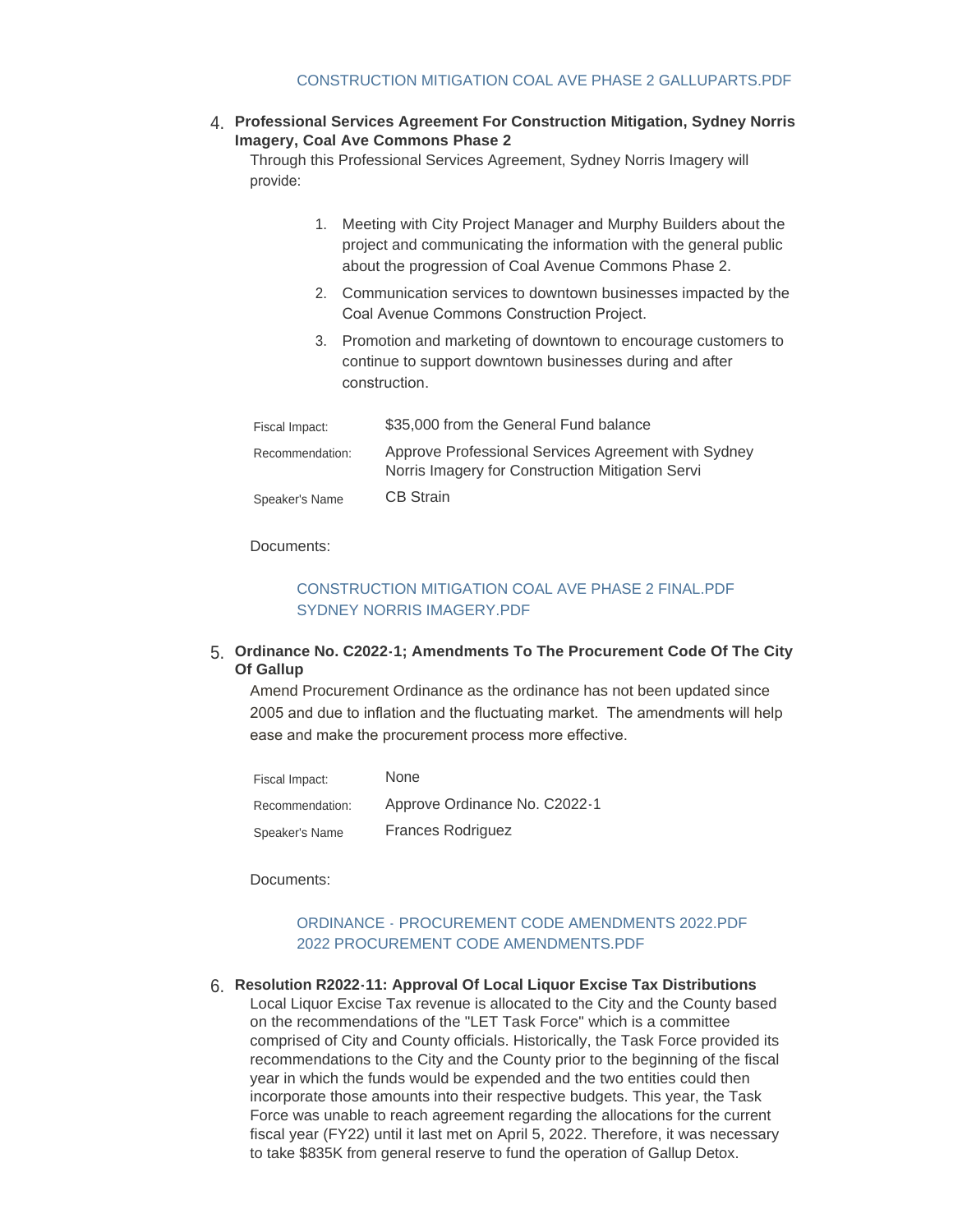CONSTRUCTION MITIGATION COAL AVE PHASE 2 GALLUPARTS.PDF

4. **Professional Services Agreement For Construction Mitigation, Sydney Norris Imagery, Coal Ave Commons Phase 2**

   Through this Professional Services Agreement, Sydney Norris Imagery will provide:

   1. Meeting with City Project Manager and Murphy Builders about the project and communicating the information with the general public about the progression of Coal Avenue Commons Phase 2.
   2. Communication services to downtown businesses impacted by the Coal Avenue Commons Construction Project.
   3. Promotion and marketing of downtown to encourage customers to continue to support downtown businesses during and after construction.

   | | |
   |---|---|
   | Fiscal Impact: | $35,000 from the General Fund balance |
   | Recommendation: | Approve Professional Services Agreement with Sydney Norris Imagery for Construction Mitigation Servi |
   | Speaker's Name | CB Strain |

   Documents:

   CONSTRUCTION MITIGATION COAL AVE PHASE 2 FINAL.PDF
   SYDNEY NORRIS IMAGERY.PDF

5. **Ordinance No. C2022-1; Amendments To The Procurement Code Of The City Of Gallup**

   Amend Procurement Ordinance as the ordinance has not been updated since 2005 and due to inflation and the fluctuating market. The amendments will help ease and make the procurement process more effective.

   | | |
   |---|---|
   | Fiscal Impact: | None |
   | Recommendation: | Approve Ordinance No. C2022-1 |
   | Speaker's Name | Frances Rodriguez |

   Documents:

   ORDINANCE - PROCUREMENT CODE AMENDMENTS 2022.PDF
   2022 PROCUREMENT CODE AMENDMENTS.PDF

6. **Resolution R2022-11: Approval Of Local Liquor Excise Tax Distributions**

   Local Liquor Excise Tax revenue is allocated to the City and the County based on the recommendations of the "LET Task Force" which is a committee comprised of City and County officials. Historically, the Task Force provided its recommendations to the City and the County prior to the beginning of the fiscal year in which the funds would be expended and the two entities could then incorporate those amounts into their respective budgets. This year, the Task Force was unable to reach agreement regarding the allocations for the current fiscal year (FY22) until it last met on April 5, 2022. Therefore, it was necessary to take $835K from general reserve to fund the operation of Gallup Detox.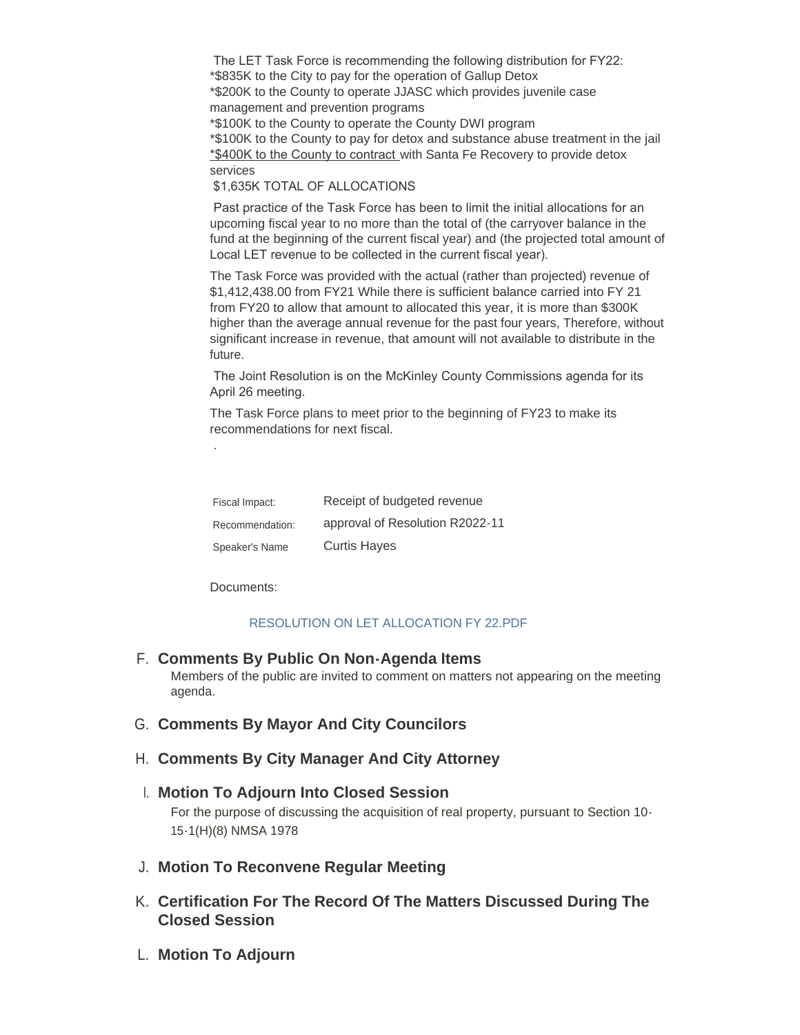The LET Task Force is recommending the following distribution for FY22:

*$835K to the City to pay for the operation of Gallup Detox

*$200K to the County to operate JJASC which provides juvenile case management and prevention programs

*$100K to the County to operate the County DWI program

*$100K to the County to pay for detox and substance abuse treatment in the jail

*$400K to the County to contract with Santa Fe Recovery to provide detox services

$1,635K TOTAL OF ALLOCATIONS

Past practice of the Task Force has been to limit the initial allocations for an upcoming fiscal year to no more than the total of (the carryover balance in the fund at the beginning of the current fiscal year) and (the projected total amount of Local LET revenue to be collected in the current fiscal year).

The Task Force was provided with the actual (rather than projected) revenue of $1,412,438.00 from FY21 While there is sufficient balance carried into FY 21 from FY20 to allow that amount to allocated this year, it is more than $300K higher than the average annual revenue for the past four years, Therefore, without significant increase in revenue, that amount will not available to distribute in the future.

The Joint Resolution is on the McKinley County Commissions agenda for its April 26 meeting.

The Task Force plans to meet prior to the beginning of FY23 to make its recommendations for next fiscal.

.

| | |
|---|---|
| Fiscal Impact: | Receipt of budgeted revenue |
| Recommendation: | approval of Resolution R2022-11 |
| Speaker's Name | Curtis Hayes |

Documents:

RESOLUTION ON LET ALLOCATION FY 22.PDF

## F. Comments By Public On Non-Agenda Items

Members of the public are invited to comment on matters not appearing on the meeting agenda.

## G. Comments By Mayor And City Councilors

## H. Comments By City Manager And City Attorney

## I. Motion To Adjourn Into Closed Session

For the purpose of discussing the acquisition of real property, pursuant to Section 10-15-1(H)(8) NMSA 1978

## J. Motion To Reconvene Regular Meeting

## K. Certification For The Record Of The Matters Discussed During The Closed Session

## L. Motion To Adjourn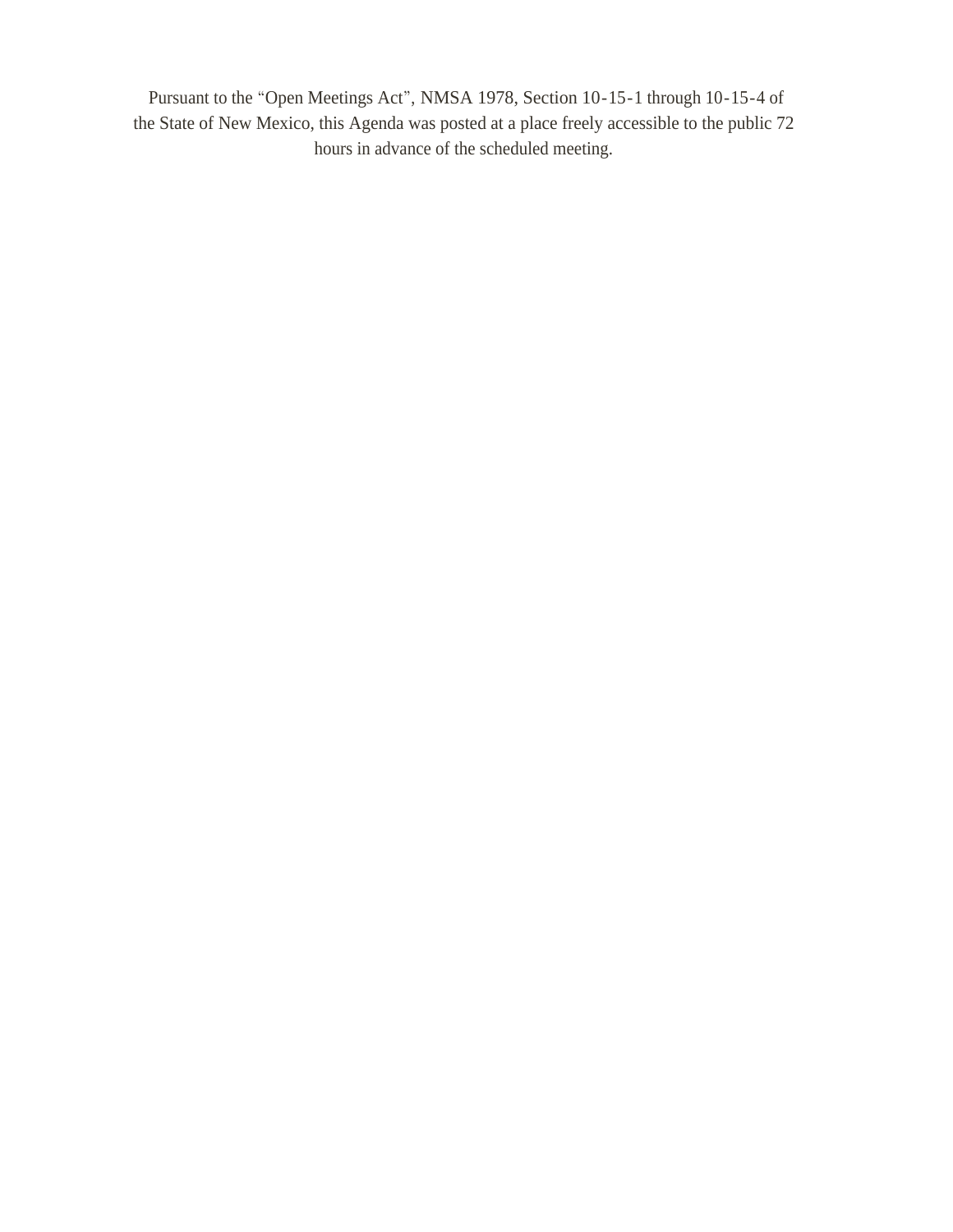Pursuant to the “Open Meetings Act”, NMSA 1978, Section 10-15-1 through 10-15-4 of the State of New Mexico, this Agenda was posted at a place freely accessible to the public 72 hours in advance of the scheduled meeting.